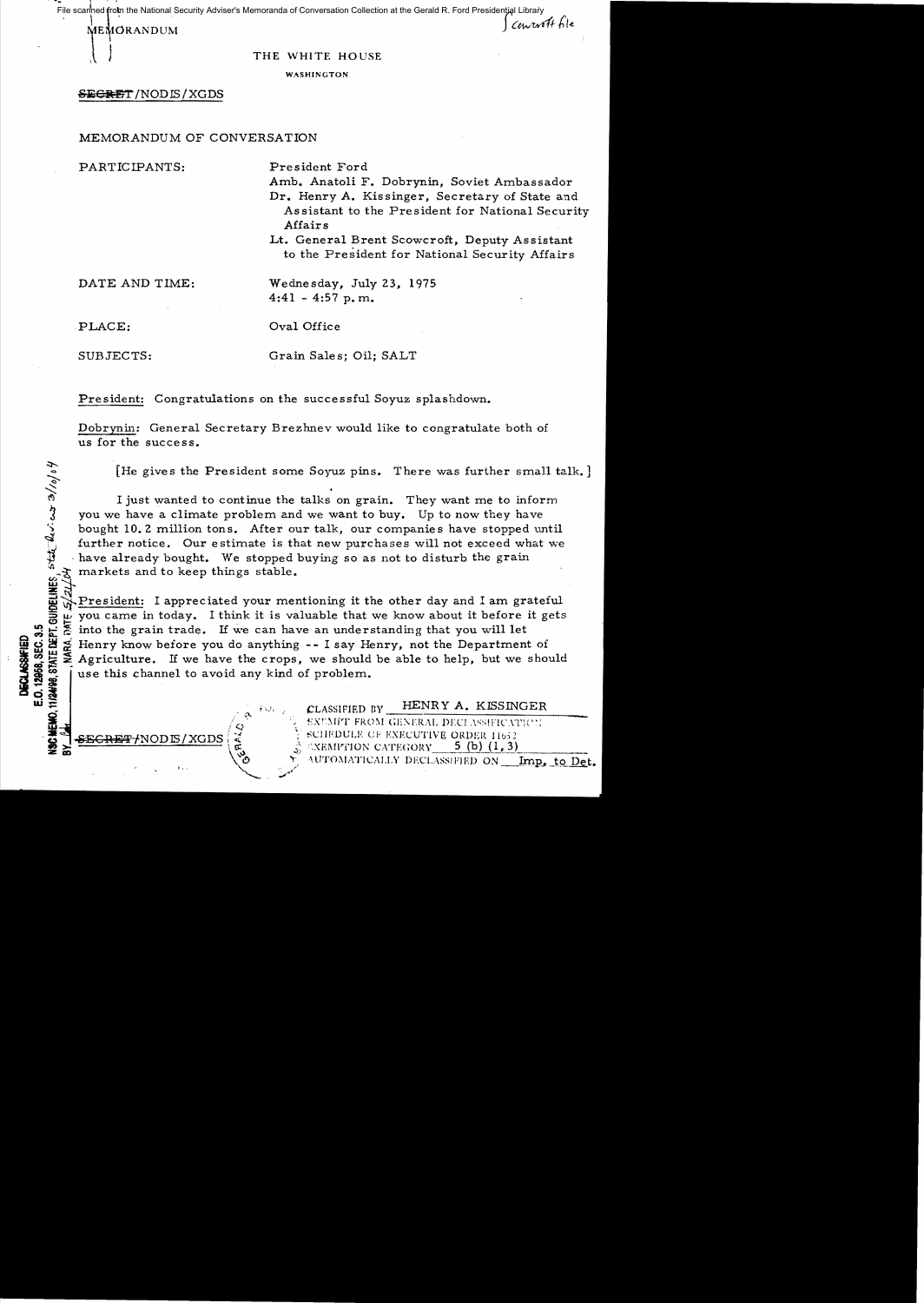File scanned from the National Security Adviser's Memoranda of Conversation Collection at the Gerald R. Ford Presidential Library

MEMORANDUM

Current file

THE WHITE HOUSE

WASHINGTON

~~SECRET~~/NODIS/XGDS

MEMORANDUM OF CONVERSATION

PARTICIPANTS: President Ford
Amb. Anatoli F. Dobrynin, Soviet Ambassador
Dr. Henry A. Kissinger, Secretary of State and Assistant to the President for National Security Affairs
Lt. General Brent Scowcroft, Deputy Assistant to the President for National Security Affairs

DATE AND TIME: Wednesday, July 23, 1975
4:41 - 4:57 p.m.

PLACE: Oval Office

SUBJECTS: Grain Sales; Oil; SALT

President: Congratulations on the successful Soyuz splashdown.

Dobrynin: General Secretary Brezhnev would like to congratulate both of us for the success.

[He gives the President some Soyuz pins. There was further small talk.]

I just wanted to continue the talks on grain. They want me to inform you we have a climate problem and we want to buy. Up to now they have bought 10.2 million tons. After our talk, our companies have stopped until further notice. Our estimate is that new purchases will not exceed what we have already bought. We stopped buying so as not to disturb the grain markets and to keep things stable.

President: I appreciated your mentioning it the other day and I am grateful you came in today. I think it is valuable that we know about it before it gets into the grain trade. If we can have an understanding that you will let Henry know before you do anything -- I say Henry, not the Department of Agriculture. If we have the crops, we should be able to help, but we should use this channel to avoid any kind of problem.

DECLASSIFIED
E.O. 12958, SEC. 3.5
NSC MEMO, 11/24/98, STATE DEPT. GUIDELINES, state rev. 3/10/04
BY ___, NARA, DATE 5/21/04

~~SECRET~~/NODIS/XGDS

CLASSIFIED BY HENRY A. KISSINGER
EXEMPT FROM GENERAL DECLASSIFICATION
SCHEDULE OF EXECUTIVE ORDER 11652
EXEMPTION CATEGORY 5 (b) (1, 3)
AUTOMATICALLY DECLASSIFIED ON Imp. to Det.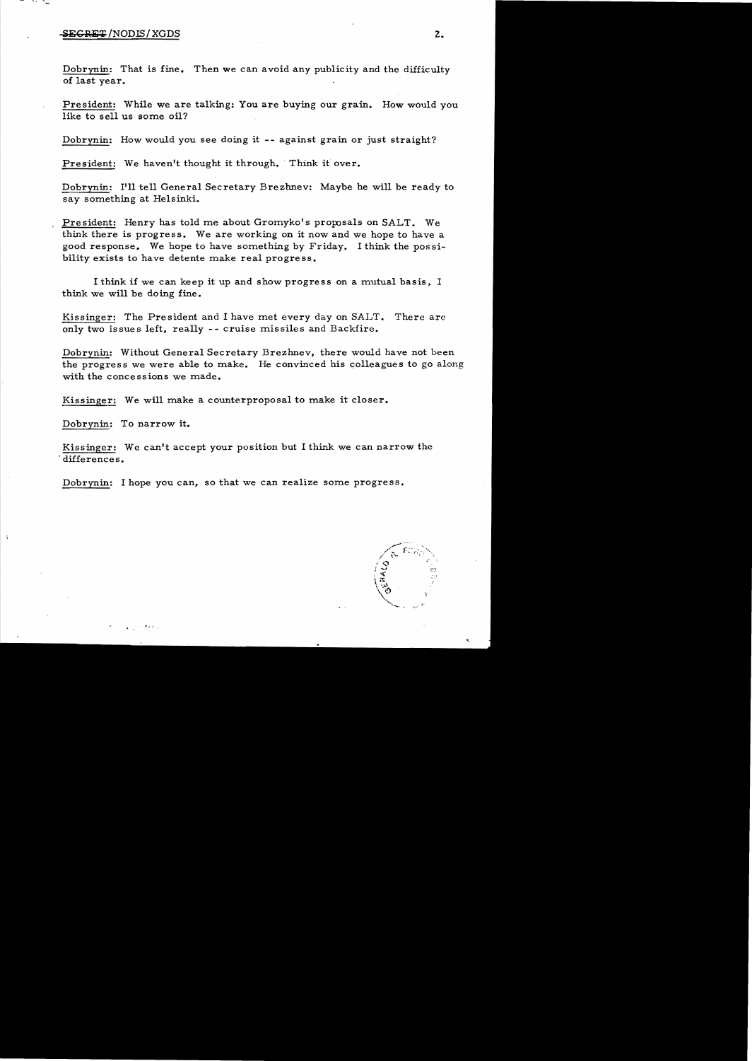Dobrynin: That is fine. Then we can avoid any publicity and the difficulty of last year.

President: While we are talking: You are buying our grain. How would you like to sell us some oil?

Dobrynin: How would you see doing it -- against grain or just straight?

President: We haven't thought it through. Think it over.

Dobrynin: I'll tell General Secretary Brezhnev: Maybe he will be ready to say something at Helsinki.

President: Henry has told me about Gromyko's proposals on SALT. We think there is progress. We are working on it now and we hope to have a good response. We hope to have something by Friday. I think the possibility exists to have detente make real progress.

I think if we can keep it up and show progress on a mutual basis, I think we will be doing fine.

Kissinger: The President and I have met every day on SALT. There are only two issues left, really -- cruise missiles and Backfire.

Dobrynin: Without General Secretary Brezhnev, there would have not been the progress we were able to make. He convinced his colleagues to go along with the concessions we made.

Kissinger: We will make a counterproposal to make it closer.

Dobrynin: To narrow it.

Kissinger: We can't accept your position but I think we can narrow the differences.

Dobrynin: I hope you can, so that we can realize some progress.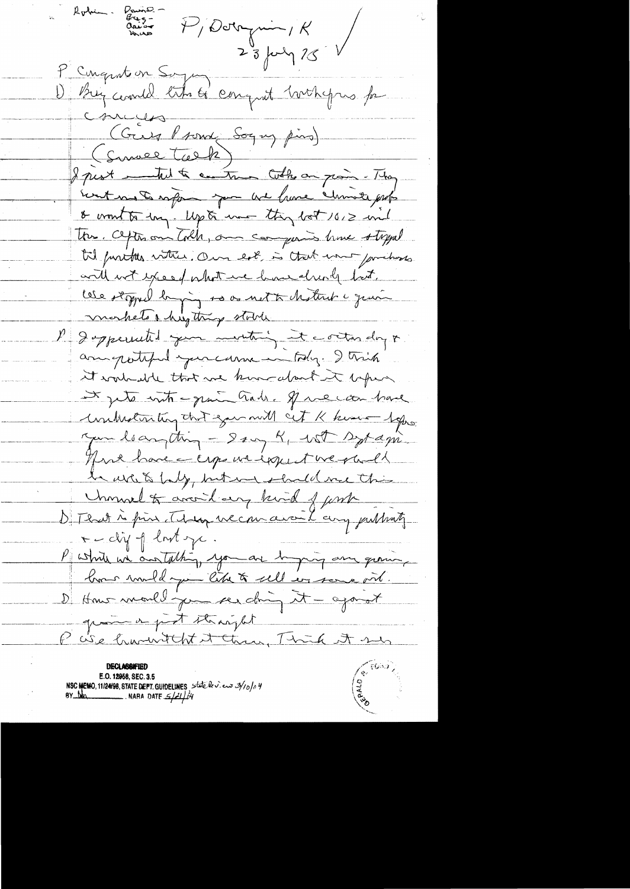Rabin - Daniel - Greg - Davis - Marsh

P, Dobrynin, K
23 July 75

P Congrats on Soyuz
D Brez would like to congrat both of you for success
(Give P some Soyuz pins)
(Small talk)

I just wanted to mention talks on grain. They want me to inform you we have climate prob & want to buy. Up to now they bot 10.2 mil tons. After our talk, our companies have stopped til further notice. Our est. is that new purchases will not exceed what we have already bot. We stopped buying so as not to disturb a grain markets & big things stable.

P I appreciated your meeting it a other day & appreciated your coming in today. I think it valuable that we know about it before it gets into grain trade. If we can have understanding that you will let K know before you do anything - I say K, not Sept Agri. If we have a crop we expect we should be able to help, but we should use this channel to avoid any kind of peak.

D That is fine. Then we can avoid any publicity & a dif of last yr.

P While we are talking, you are buying our grain, how would you like to sell us some oil.

D How would you see doing it - against grain or just straight

P We have wanted it that way. Think it very

**DECLASSIFIED**
E.O. 12958, SEC. 3.5
NSC MEMO, 11/24/98, STATE DEPT. GUIDELINES State Rev. 3/10/04
BY [illegible] NARA DATE 5/21/04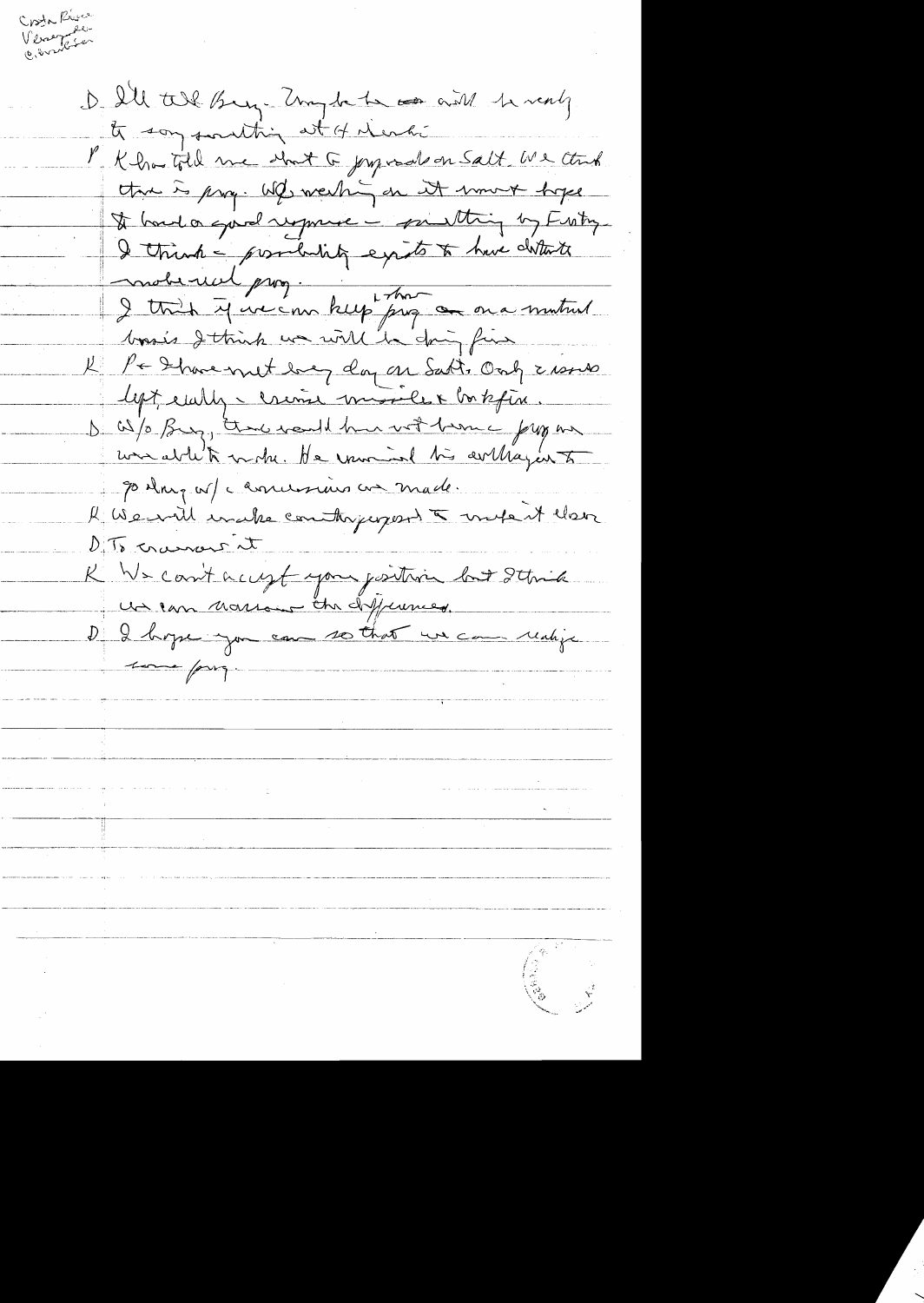Costa Rica
Venezuela
Colombia

D I'll tell Brez. Maybe he will be ready to say something at Helsinki

P Kiss told me about G proposals on Salt. We think there is prog. We're working on it & must hope to find a good response - something by Friday. I think a possibility exists to have definite mutual prog.

I think if we can keep ^[the] prog on a mutual basis I think we will be doing fine

K P & I have met long day on Salt. Only 2 issues left, really - cruise missiles & Backfire.

D W/o Brez, there would have not been a prog we were able to make. He convinced his colleagues to go along w/ concessions we made.

K We will make counterproposal to make it closer

D To narrow it

K We can't accept your position but I think we can narrow the differences.

D I hope you can so that we can realize some prog.